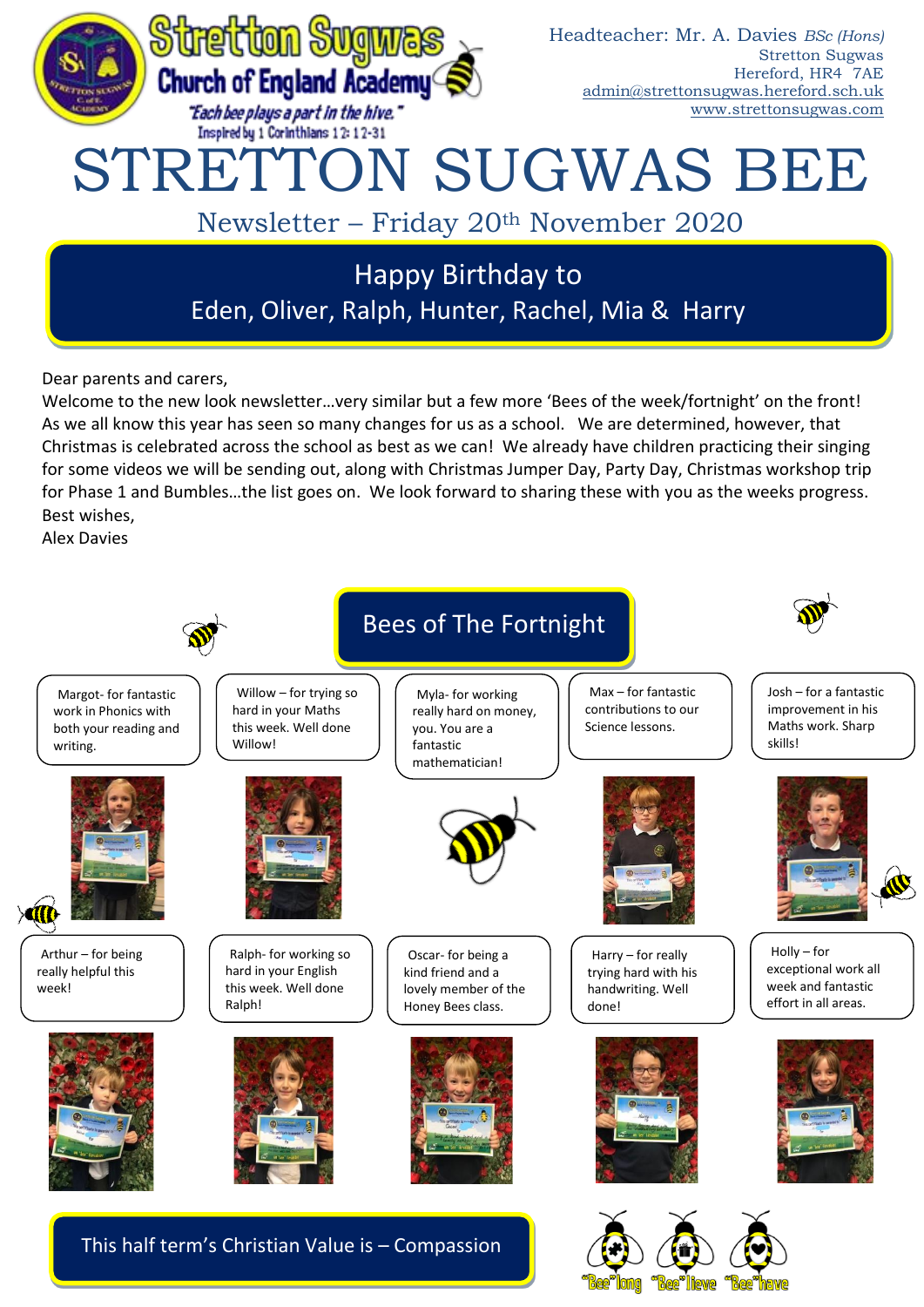Stretton Sugwas Church of England Academy

*"Each bee plays a part in the hive."*
Inspired by 1 Corinthians 12: 12-31

Headteacher: Mr. A. Davies *BSc (Hons)*
Stretton Sugwas
Hereford, HR4 7AE
admin@strettonsugwas.hereford.sch.uk
www.strettonsugwas.com

# STRETTON SUGWAS BEE

## Newsletter – Friday 20th November 2020

**Happy Birthday to**
**Eden, Oliver, Ralph, Hunter, Rachel, Mia & Harry**

Dear parents and carers,

Welcome to the new look newsletter…very similar but a few more 'Bees of the week/fortnight' on the front! As we all know this year has seen so many changes for us as a school. We are determined, however, that Christmas is celebrated across the school as best as we can! We already have children practicing their singing for some videos we will be sending out, along with Christmas Jumper Day, Party Day, Christmas workshop trip for Phase 1 and Bumbles…the list goes on. We look forward to sharing these with you as the weeks progress.

Best wishes,
Alex Davies

## Bees of The Fortnight

- Margot- for fantastic work in Phonics with both your reading and writing.
- Willow – for trying so hard in your Maths this week. Well done Willow!
- Myla- for working really hard on money, you. You are a fantastic mathematician!
- Max – for fantastic contributions to our Science lessons.
- Josh – for a fantastic improvement in his Maths work. Sharp skills!
- Arthur – for being really helpful this week!
- Ralph- for working so hard in your English this week. Well done Ralph!
- Oscar- for being a kind friend and a lovely member of the Honey Bees class.
- Harry – for really trying hard with his handwriting. Well done!
- Holly – for exceptional work all week and fantastic effort in all areas.

**This half term's Christian Value is – Compassion**

"Bee"long "Bee"lieve "Bee"have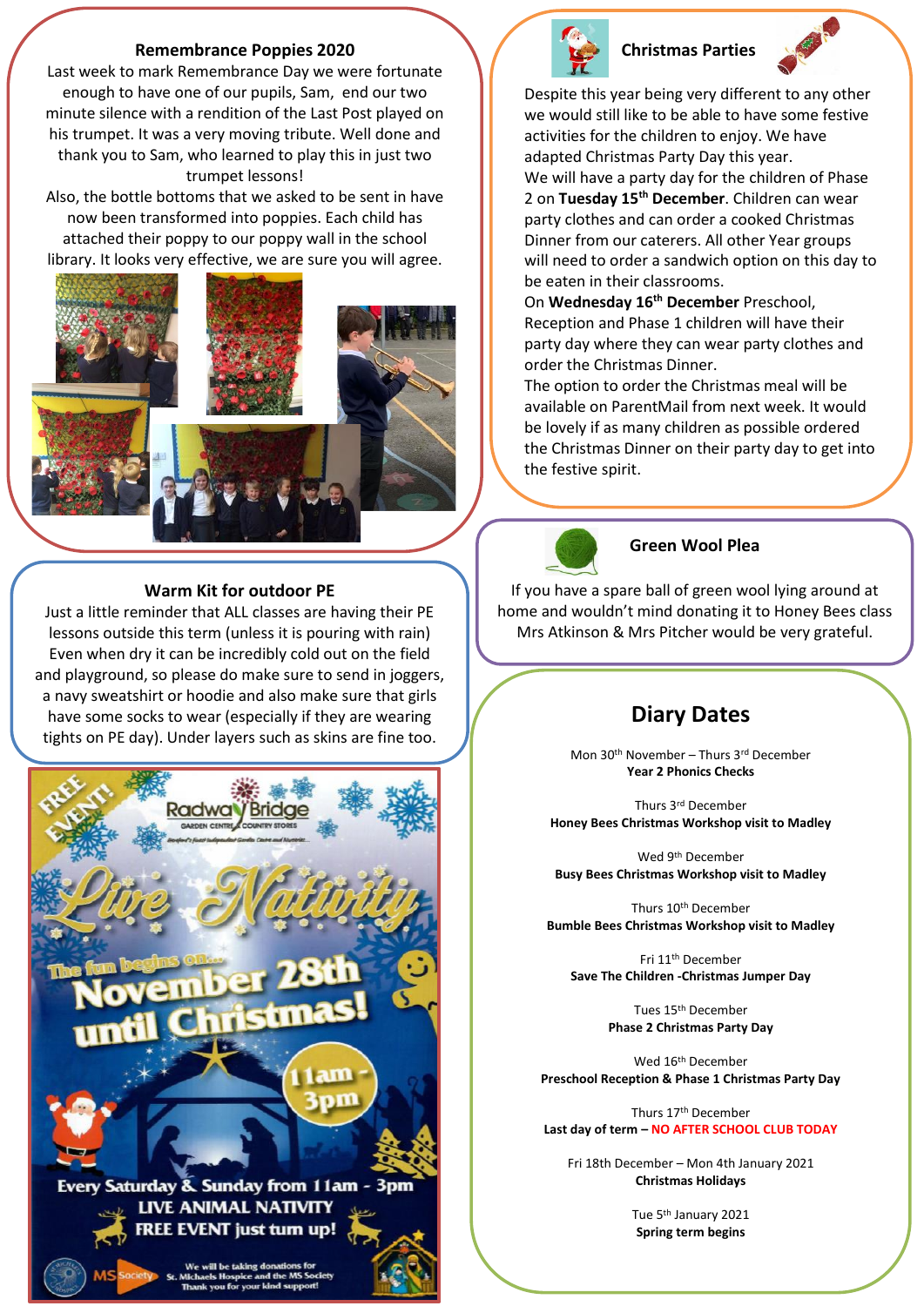## Remembrance Poppies 2020

Last week to mark Remembrance Day we were fortunate enough to have one of our pupils, Sam, end our two minute silence with a rendition of the Last Post played on his trumpet. It was a very moving tribute. Well done and thank you to Sam, who learned to play this in just two trumpet lessons!

Also, the bottle bottoms that we asked to be sent in have now been transformed into poppies. Each child has attached their poppy to our poppy wall in the school library. It looks very effective, we are sure you will agree.

## Christmas Parties

Despite this year being very different to any other we would still like to be able to have some festive activities for the children to enjoy. We have adapted Christmas Party Day this year.

We will have a party day for the children of Phase 2 on **Tuesday 15th December**. Children can wear party clothes and can order a cooked Christmas Dinner from our caterers. All other Year groups will need to order a sandwich option on this day to be eaten in their classrooms.

On **Wednesday 16th December** Preschool, Reception and Phase 1 children will have their party day where they can wear party clothes and order the Christmas Dinner.

The option to order the Christmas meal will be available on ParentMail from next week. It would be lovely if as many children as possible ordered the Christmas Dinner on their party day to get into the festive spirit.

## Green Wool Plea

If you have a spare ball of green wool lying around at home and wouldn't mind donating it to Honey Bees class Mrs Atkinson & Mrs Pitcher would be very grateful.

## Warm Kit for outdoor PE

Just a little reminder that ALL classes are having their PE lessons outside this term (unless it is pouring with rain) Even when dry it can be incredibly cold out on the field and playground, so please do make sure to send in joggers, a navy sweatshirt or hoodie and also make sure that girls have some socks to wear (especially if they are wearing tights on PE day). Under layers such as skins are fine too.

FREE EVENT!

Radway Bridge Garden Centre & Country Stores

Live Nativity

The fun begins on... November 28th until Christmas!

11am - 3pm

Every Saturday & Sunday from 11am - 3pm

LIVE ANIMAL NATIVITY

FREE EVENT just turn up!

We will be taking donations for St. Michaels Hospice and the MS Society. Thank you for your kind support!

## Diary Dates

Mon 30th November – Thurs 3rd December
**Year 2 Phonics Checks**

Thurs 3rd December
**Honey Bees Christmas Workshop visit to Madley**

Wed 9th December
**Busy Bees Christmas Workshop visit to Madley**

Thurs 10th December
**Bumble Bees Christmas Workshop visit to Madley**

Fri 11th December
**Save The Children -Christmas Jumper Day**

Tues 15th December
**Phase 2 Christmas Party Day**

Wed 16th December
**Preschool Reception & Phase 1 Christmas Party Day**

Thurs 17th December
**Last day of term – NO AFTER SCHOOL CLUB TODAY**

Fri 18th December – Mon 4th January 2021
**Christmas Holidays**

Tue 5th January 2021
**Spring term begins**